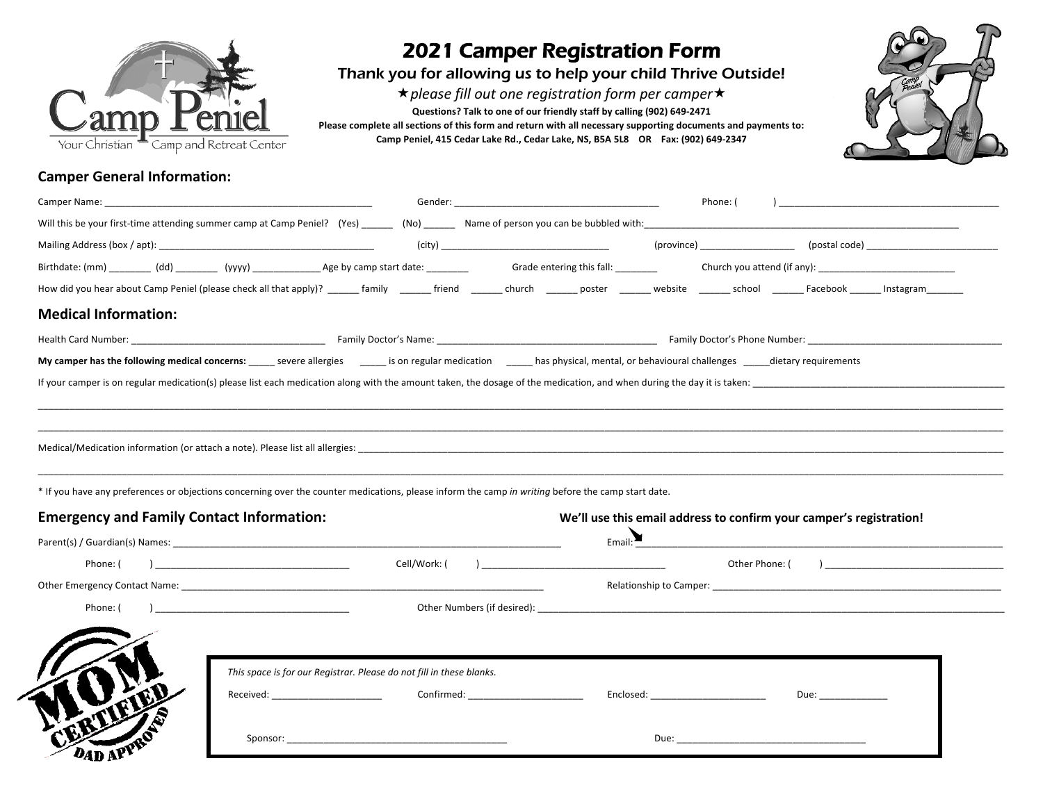# 2021 Camper Registration Form

### Thank you for allowing us to help your child Thrive Outside!

★*please fill out one registration form per camper*★

**Questions? Talk to one of our friendly staff by calling (902) 649-2471**

**Please complete all sections of this form and return with all necessary supporting documents and payments to:**

**Camp Peniel, 415 Cedar Lake Rd., Cedar Lake, NS, B5A 5L8 OR Fax: (902) 649-2347**

Camp Peniel — Your Christian Camp and Retreat Center

## Camper General Information:

Camper Name: ______________________ Gender: ______________________ Phone: ( ) ______________________

Will this be your first-time attending summer camp at Camp Peniel? (Yes) ______ (No) ______ Name of person you can be bubbled with: ______________________

Mailing Address (box / apt): ______________________ (city) ______________________ (province) ______________ (postal code) ______________

Birthdate: (mm) ________ (dd) ________ (yyyy) ____________ Age by camp start date: ________ Grade entering this fall: ________ Church you attend (if any): ______________________

How did you hear about Camp Peniel (please check all that apply)? ______ family ______ friend ______ church ______ poster ______ website ______ school ______ Facebook ______ Instagram_______

## Medical Information:

Health Card Number: ______________________ Family Doctor's Name: ______________________ Family Doctor's Phone Number: ______________________

**My camper has the following medical concerns:** _____ severe allergies _____ is on regular medication _____ has physical, mental, or behavioural challenges _____dietary requirements

If your camper is on regular medication(s) please list each medication along with the amount taken, the dosage of the medication, and when during the day it is taken: ______________________

______________________________________________________________________________

______________________________________________________________________________

Medical/Medication information (or attach a note). Please list all allergies: ______________________

______________________________________________________________________________

\* If you have any preferences or objections concerning over the counter medications, please inform the camp *in writing* before the camp start date.

## Emergency and Family Contact Information:

**We'll use this email address to confirm your camper's registration!**

Parent(s) / Guardian(s) Names: ______________________ Email: ______________________

Phone: ( ) ______________________ Cell/Work: ( ) ______________________ Other Phone: ( ) ______________________

Other Emergency Contact Name: ______________________ Relationship to Camper: ______________________

Phone: ( ) ______________________ Other Numbers (if desired): ______________________

MOM CERTIFIED — DAD APPROVED

*This space is for our Registrar. Please do not fill in these blanks.*

Received: ______________ Confirmed: ______________ Enclosed: ______________ Due: ____________

Sponsor: ______________________ Due: ______________________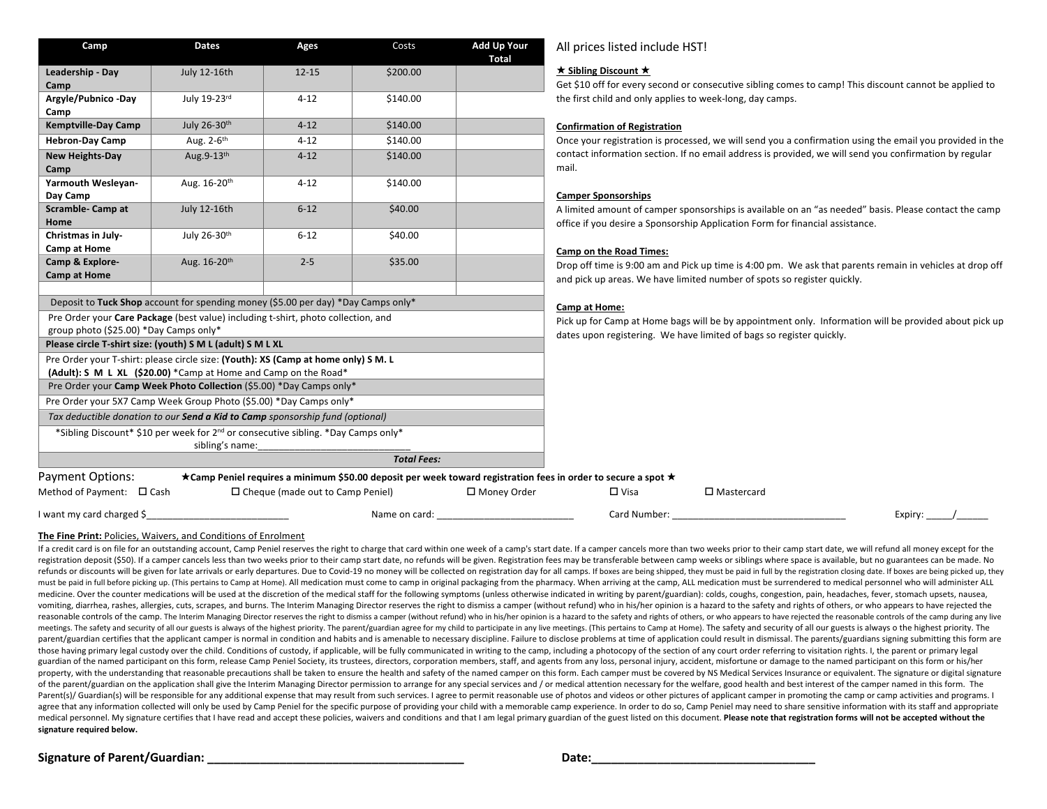| Camp | Dates | Ages | Costs | Add Up Your Total |
|---|---|---|---|---|
| **Leadership - Day Camp** | July 12-16th | 12-15 | $200.00 | |
| **Argyle/Pubnico -Day Camp** | July 19-23rd | 4-12 | $140.00 | |
| **Kemptville-Day Camp** | July 26-30th | 4-12 | $140.00 | |
| **Hebron-Day Camp** | Aug. 2-6th | 4-12 | $140.00 | |
| **New Heights-Day Camp** | Aug.9-13th | 4-12 | $140.00 | |
| **Yarmouth Wesleyan-Day Camp** | Aug. 16-20th | 4-12 | $140.00 | |
| **Scramble- Camp at Home** | July 12-16th | 6-12 | $40.00 | |
| **Christmas in July-Camp at Home** | July 26-30th | 6-12 | $40.00 | |
| **Camp & Explore-Camp at Home** | Aug. 16-20th | 2-5 | $35.00 | |
| | | | | |
| Deposit to **Tuck Shop** account for spending money ($5.00 per day) *Day Camps only* | | | | |
| Pre Order your **Care Package** (best value) including t-shirt, photo collection, and group photo ($25.00) *Day Camps only* | | | | |
| **Please circle T-shirt size: (youth) S M L (adult) S M L XL** | | | | |
| Pre Order your T-shirt: please circle size: **(Youth): XS (Camp at home only) S M. L (Adult): S M L XL ($20.00)** *Camp at Home and Camp on the Road* | | | | |
| Pre Order your **Camp Week Photo Collection** ($5.00) *Day Camps only* | | | | |
| Pre Order your 5X7 Camp Week Group Photo ($5.00) *Day Camps only* | | | | |
| *Tax deductible donation to our **Send a Kid to Camp** sponsorship fund (optional)* | | | | |
| *Sibling Discount* $10 per week for 2nd or consecutive sibling. *Day Camps only* sibling's name:______________________________ | | | | |
| ***Total Fees:*** | | | | |

All prices listed include HST!

**★ Sibling Discount ★**

Get $10 off for every second or consecutive sibling comes to camp! This discount cannot be applied to the first child and only applies to week-long, day camps.

**Confirmation of Registration**

Once your registration is processed, we will send you a confirmation using the email you provided in the contact information section. If no email address is provided, we will send you confirmation by regular mail.

**Camper Sponsorships**

A limited amount of camper sponsorships is available on an "as needed" basis. Please contact the camp office if you desire a Sponsorship Application Form for financial assistance.

**Camp on the Road Times:**

Drop off time is 9:00 am and Pick up time is 4:00 pm. We ask that parents remain in vehicles at drop off and pick up areas. We have limited number of spots so register quickly.

**Camp at Home:**

Pick up for Camp at Home bags will be by appointment only. Information will be provided about pick up dates upon registering. We have limited of bags so register quickly.

Payment Options: **★Camp Peniel requires a minimum $50.00 deposit per week toward registration fees in order to secure a spot ★**

Method of Payment: ☐ Cash ☐ Cheque (made out to Camp Peniel) ☐ Money Order ☐ Visa ☐ Mastercard

I want my card charged $___________________________ Name on card: ___________________________ Card Number: _________________________________ Expiry: _____/______

**The Fine Print:** Policies, Waivers, and Conditions of Enrolment

If a credit card is on file for an outstanding account, Camp Peniel reserves the right to charge that card within one week of a camp's start date. If a camper cancels more than two weeks prior to their camp start date, we will refund all money except for the registration deposit ($50). If a camper cancels less than two weeks prior to their camp start date, no refunds will be given. Registration fees may be transferable between camp weeks or siblings where space is available, but no guarantees can be made. No refunds or discounts will be given for late arrivals or early departures. Due to Covid-19 no money will be collected on registration day for all camps. If boxes are being shipped, they must be paid in full by the registration closing date. If boxes are being picked up, they must be paid in full before picking up. (This pertains to Camp at Home). All medication must come to camp in original packaging from the pharmacy. When arriving at the camp, ALL medication must be surrendered to medical personnel who will administer ALL medicine. Over the counter medications will be used at the discretion of the medical staff for the following symptoms (unless otherwise indicated in writing by parent/guardian): colds, coughs, congestion, pain, headaches, fever, stomach upsets, nausea, vomiting, diarrhea, rashes, allergies, cuts, scrapes, and burns. The Interim Managing Director reserves the right to dismiss a camper (without refund) who in his/her opinion is a hazard to the safety and rights of others, or who appears to have rejected the reasonable controls of the camp. The Interim Managing Director reserves the right to dismiss a camper (without refund) who in his/her opinion is a hazard to the safety and rights of others, or who appears to have rejected the reasonable controls of the camp during any live meetings. The safety and security of all our guests is always of the highest priority. The parent/guardian agree for my child to participate in any live meetings. (This pertains to Camp at Home). The safety and security of all our guests is always o the highest priority. The parent/guardian certifies that the applicant camper is normal in condition and habits and is amenable to necessary discipline. Failure to disclose problems at time of application could result in dismissal. The parents/guardians signing submitting this form are those having primary legal custody over the child. Conditions of custody, if applicable, will be fully communicated in writing to the camp, including a photocopy of the section of any court order referring to visitation rights. I, the parent or primary legal guardian of the named participant on this form, release Camp Peniel Society, its trustees, directors, corporation members, staff, and agents from any loss, personal injury, accident, misfortune or damage to the named participant on this form or his/her property, with the understanding that reasonable precautions shall be taken to ensure the health and safety of the named camper on this form. Each camper must be covered by NS Medical Services Insurance or equivalent. The signature or digital signature of the parent/guardian on the application shall give the Interim Managing Director permission to arrange for any special services and / or medical attention necessary for the welfare, good health and best interest of the camper named in this form. The Parent(s)/ Guardian(s) will be responsible for any additional expense that may result from such services. I agree to permit reasonable use of photos and videos or other pictures of applicant camper in promoting the camp or camp activities and programs. I agree that any information collected will only be used by Camp Peniel for the specific purpose of providing your child with a memorable camp experience. In order to do so, Camp Peniel may need to share sensitive information with its staff and appropriate medical personnel. My signature certifies that I have read and accept these policies, waivers and conditions and that I am legal primary guardian of the guest listed on this document. **Please note that registration forms will not be accepted without the signature required below.**

**Signature of Parent/Guardian: _______________________________________ Date:__________________________________**